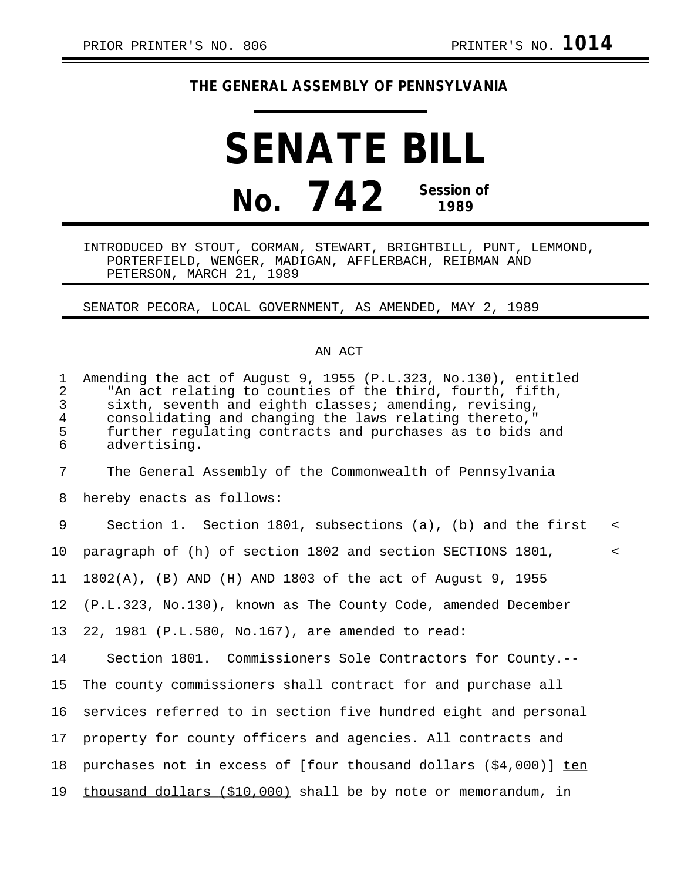PRIOR PRINTER'S NO. 806 PRINTER'S NO. **1014**

**THE GENERAL ASSEMBLY OF PENNSYLVANIA**

# SENATE BILL

# No. 742 Session of 1989

INTRODUCED BY STOUT, CORMAN, STEWART, BRIGHTBILL, PUNT, LEMMOND, PORTERFIELD, WENGER, MADIGAN, AFFLERBACH, REIBMAN AND PETERSON, MARCH 21, 1989

SENATOR PECORA, LOCAL GOVERNMENT, AS AMENDED, MAY 2, 1989

AN ACT

1 Amending the act of August 9, 1955 (P.L.323, No.130), entitled
2 "An act relating to counties of the third, fourth, fifth,
3 sixth, seventh and eighth classes; amending, revising,
4 consolidating and changing the laws relating thereto,"
5 further regulating contracts and purchases as to bids and
6 advertising.

7 The General Assembly of the Commonwealth of Pennsylvania
8 hereby enacts as follows:

9 Section 1. ~~Section 1801, subsections (a), (b) and the first~~ <—
10 ~~paragraph of (h) of section 1802 and section~~ SECTIONS 1801, <—
11 1802(A), (B) AND (H) AND 1803 of the act of August 9, 1955
12 (P.L.323, No.130), known as The County Code, amended December
13 22, 1981 (P.L.580, No.167), are amended to read:

14 Section 1801. Commissioners Sole Contractors for County.--
15 The county commissioners shall contract for and purchase all
16 services referred to in section five hundred eight and personal
17 property for county officers and agencies. All contracts and
18 purchases not in excess of [four thousand dollars ($4,000)] <u>ten</u>
19 <u>thousand dollars ($10,000)</u> shall be by note or memorandum, in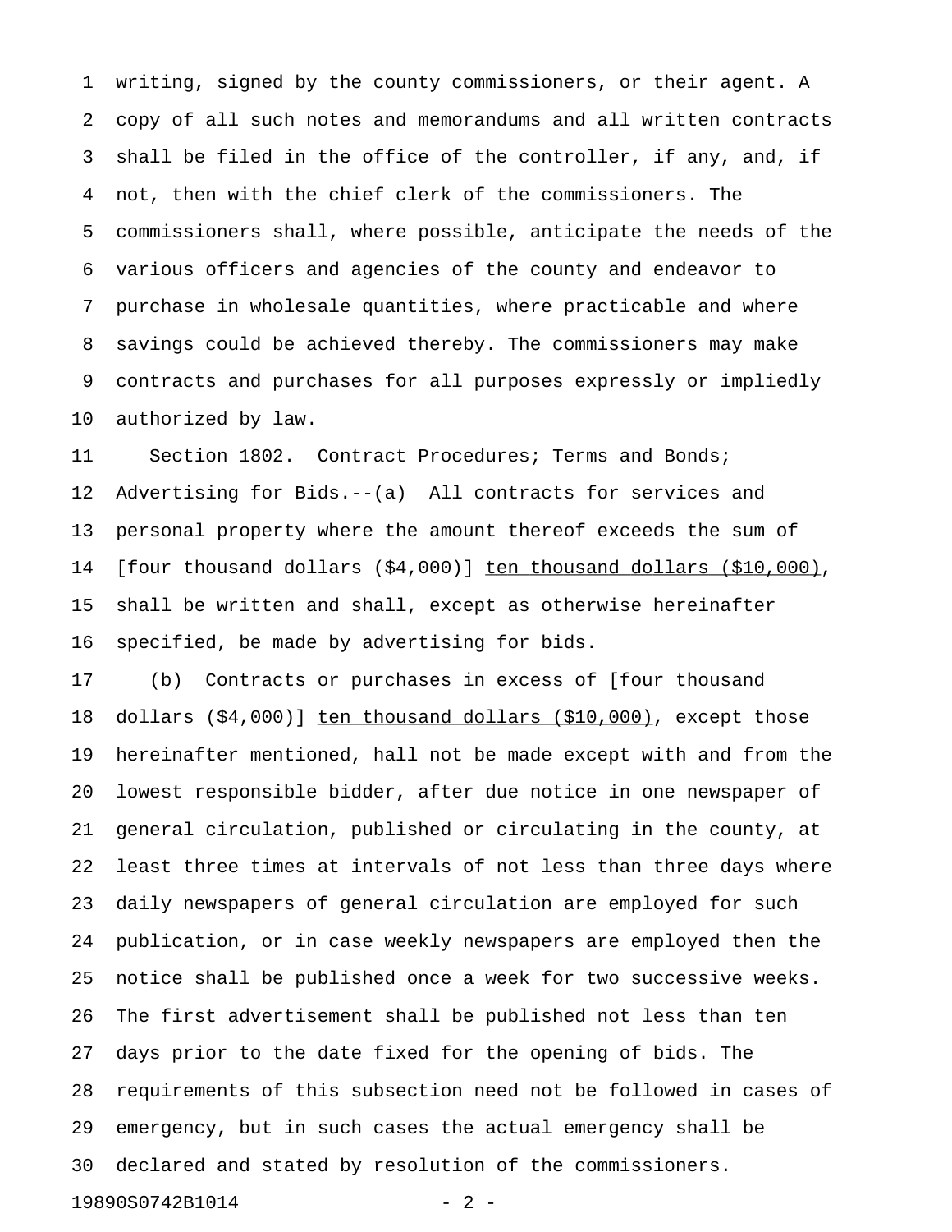writing, signed by the county commissioners, or their agent. A copy of all such notes and memorandums and all written contracts shall be filed in the office of the controller, if any, and, if not, then with the chief clerk of the commissioners. The commissioners shall, where possible, anticipate the needs of the various officers and agencies of the county and endeavor to purchase in wholesale quantities, where practicable and where savings could be achieved thereby. The commissioners may make contracts and purchases for all purposes expressly or impliedly authorized by law.

Section 1802. Contract Procedures; Terms and Bonds; Advertising for Bids.--(a) All contracts for services and personal property where the amount thereof exceeds the sum of [four thousand dollars ($4,000)] <u>ten thousand dollars ($10,000)</u>, shall be written and shall, except as otherwise hereinafter specified, be made by advertising for bids.

(b) Contracts or purchases in excess of [four thousand dollars ($4,000)] <u>ten thousand dollars ($10,000)</u>, except those hereinafter mentioned, hall not be made except with and from the lowest responsible bidder, after due notice in one newspaper of general circulation, published or circulating in the county, at least three times at intervals of not less than three days where daily newspapers of general circulation are employed for such publication, or in case weekly newspapers are employed then the notice shall be published once a week for two successive weeks. The first advertisement shall be published not less than ten days prior to the date fixed for the opening of bids. The requirements of this subsection need not be followed in cases of emergency, but in such cases the actual emergency shall be declared and stated by resolution of the commissioners.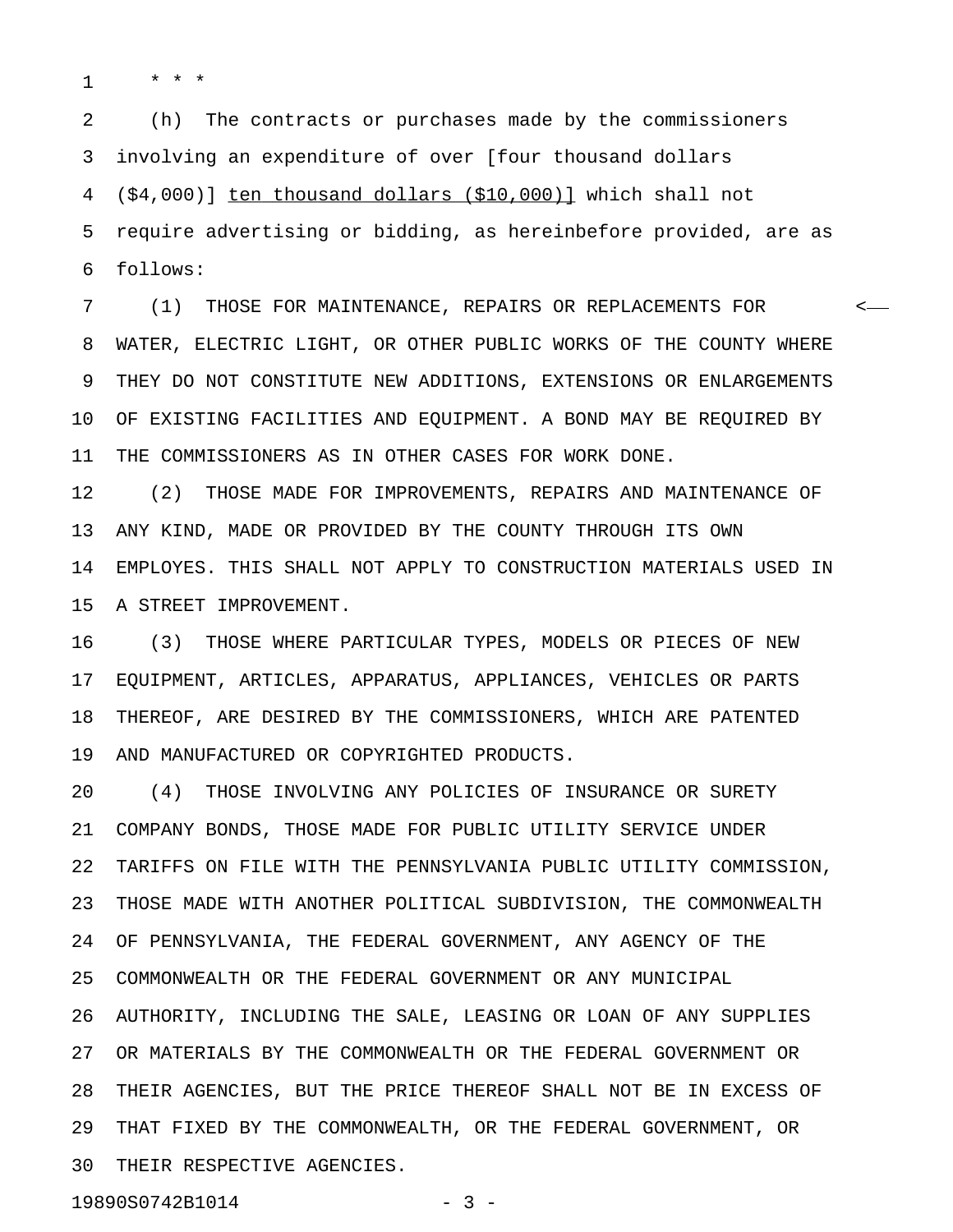* * *

(h) The contracts or purchases made by the commissioners involving an expenditure of over [four thousand dollars ($4,000)] ten thousand dollars ($10,000)] which shall not require advertising or bidding, as hereinbefore provided, are as follows:

(1) THOSE FOR MAINTENANCE, REPAIRS OR REPLACEMENTS FOR WATER, ELECTRIC LIGHT, OR OTHER PUBLIC WORKS OF THE COUNTY WHERE THEY DO NOT CONSTITUTE NEW ADDITIONS, EXTENSIONS OR ENLARGEMENTS OF EXISTING FACILITIES AND EQUIPMENT. A BOND MAY BE REQUIRED BY THE COMMISSIONERS AS IN OTHER CASES FOR WORK DONE.

(2) THOSE MADE FOR IMPROVEMENTS, REPAIRS AND MAINTENANCE OF ANY KIND, MADE OR PROVIDED BY THE COUNTY THROUGH ITS OWN EMPLOYES. THIS SHALL NOT APPLY TO CONSTRUCTION MATERIALS USED IN A STREET IMPROVEMENT.

(3) THOSE WHERE PARTICULAR TYPES, MODELS OR PIECES OF NEW EQUIPMENT, ARTICLES, APPARATUS, APPLIANCES, VEHICLES OR PARTS THEREOF, ARE DESIRED BY THE COMMISSIONERS, WHICH ARE PATENTED AND MANUFACTURED OR COPYRIGHTED PRODUCTS.

(4) THOSE INVOLVING ANY POLICIES OF INSURANCE OR SURETY COMPANY BONDS, THOSE MADE FOR PUBLIC UTILITY SERVICE UNDER TARIFFS ON FILE WITH THE PENNSYLVANIA PUBLIC UTILITY COMMISSION, THOSE MADE WITH ANOTHER POLITICAL SUBDIVISION, THE COMMONWEALTH OF PENNSYLVANIA, THE FEDERAL GOVERNMENT, ANY AGENCY OF THE COMMONWEALTH OR THE FEDERAL GOVERNMENT OR ANY MUNICIPAL AUTHORITY, INCLUDING THE SALE, LEASING OR LOAN OF ANY SUPPLIES OR MATERIALS BY THE COMMONWEALTH OR THE FEDERAL GOVERNMENT OR THEIR AGENCIES, BUT THE PRICE THEREOF SHALL NOT BE IN EXCESS OF THAT FIXED BY THE COMMONWEALTH, OR THE FEDERAL GOVERNMENT, OR THEIR RESPECTIVE AGENCIES.

19890S0742B1014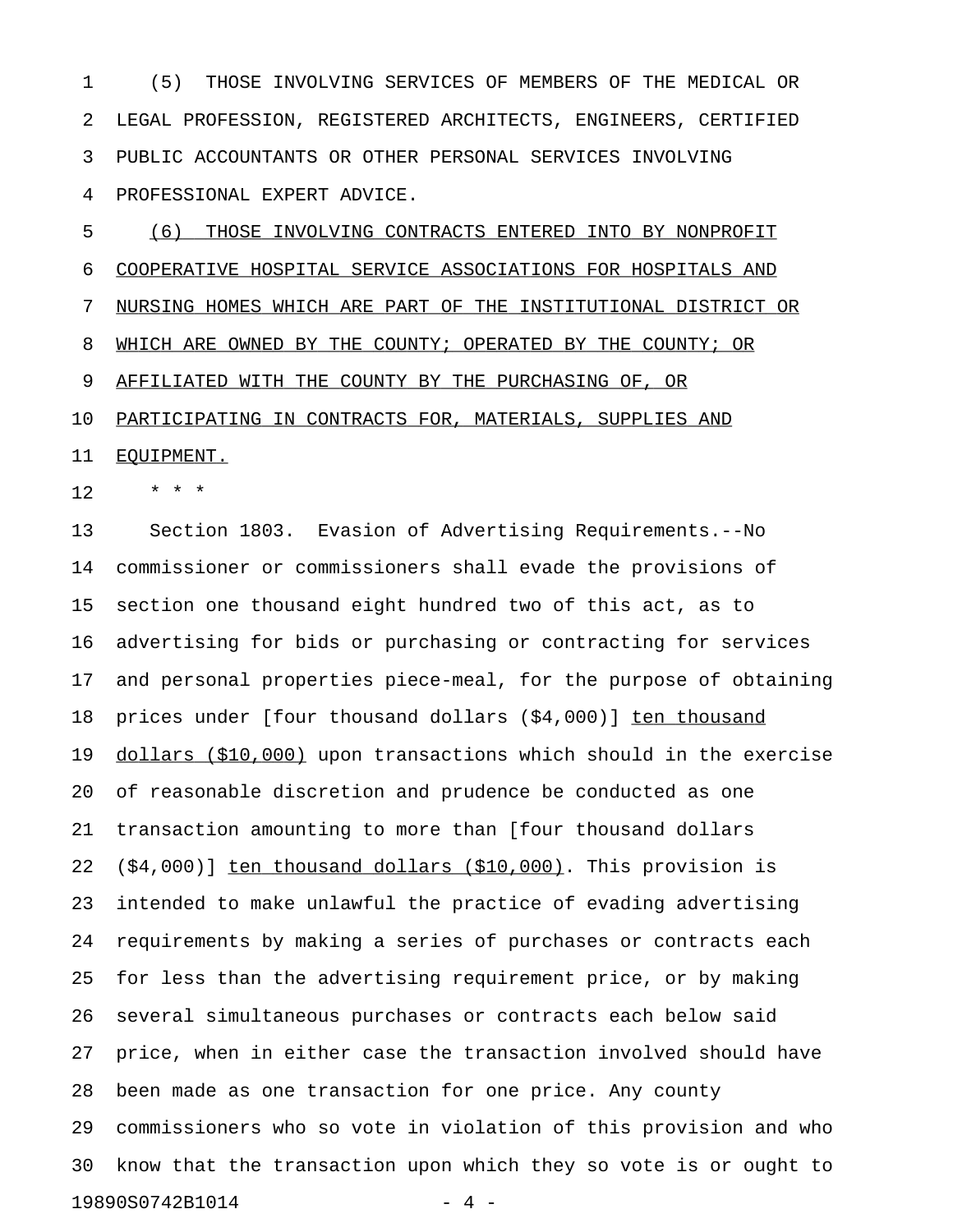(5) THOSE INVOLVING SERVICES OF MEMBERS OF THE MEDICAL OR LEGAL PROFESSION, REGISTERED ARCHITECTS, ENGINEERS, CERTIFIED PUBLIC ACCOUNTANTS OR OTHER PERSONAL SERVICES INVOLVING PROFESSIONAL EXPERT ADVICE.

<u>(6) THOSE INVOLVING CONTRACTS ENTERED INTO BY NONPROFIT COOPERATIVE HOSPITAL SERVICE ASSOCIATIONS FOR HOSPITALS AND NURSING HOMES WHICH ARE PART OF THE INSTITUTIONAL DISTRICT OR WHICH ARE OWNED BY THE COUNTY; OPERATED BY THE COUNTY; OR AFFILIATED WITH THE COUNTY BY THE PURCHASING OF, OR PARTICIPATING IN CONTRACTS FOR, MATERIALS, SUPPLIES AND EQUIPMENT.</u>

* * *

Section 1803. Evasion of Advertising Requirements.--No commissioner or commissioners shall evade the provisions of section one thousand eight hundred two of this act, as to advertising for bids or purchasing or contracting for services and personal properties piece-meal, for the purpose of obtaining prices under [four thousand dollars ($4,000)] <u>ten thousand dollars ($10,000)</u> upon transactions which should in the exercise of reasonable discretion and prudence be conducted as one transaction amounting to more than [four thousand dollars ($4,000)] <u>ten thousand dollars ($10,000)</u>. This provision is intended to make unlawful the practice of evading advertising requirements by making a series of purchases or contracts each for less than the advertising requirement price, or by making several simultaneous purchases or contracts each below said price, when in either case the transaction involved should have been made as one transaction for one price. Any county commissioners who so vote in violation of this provision and who know that the transaction upon which they so vote is or ought to

19890S0742B1014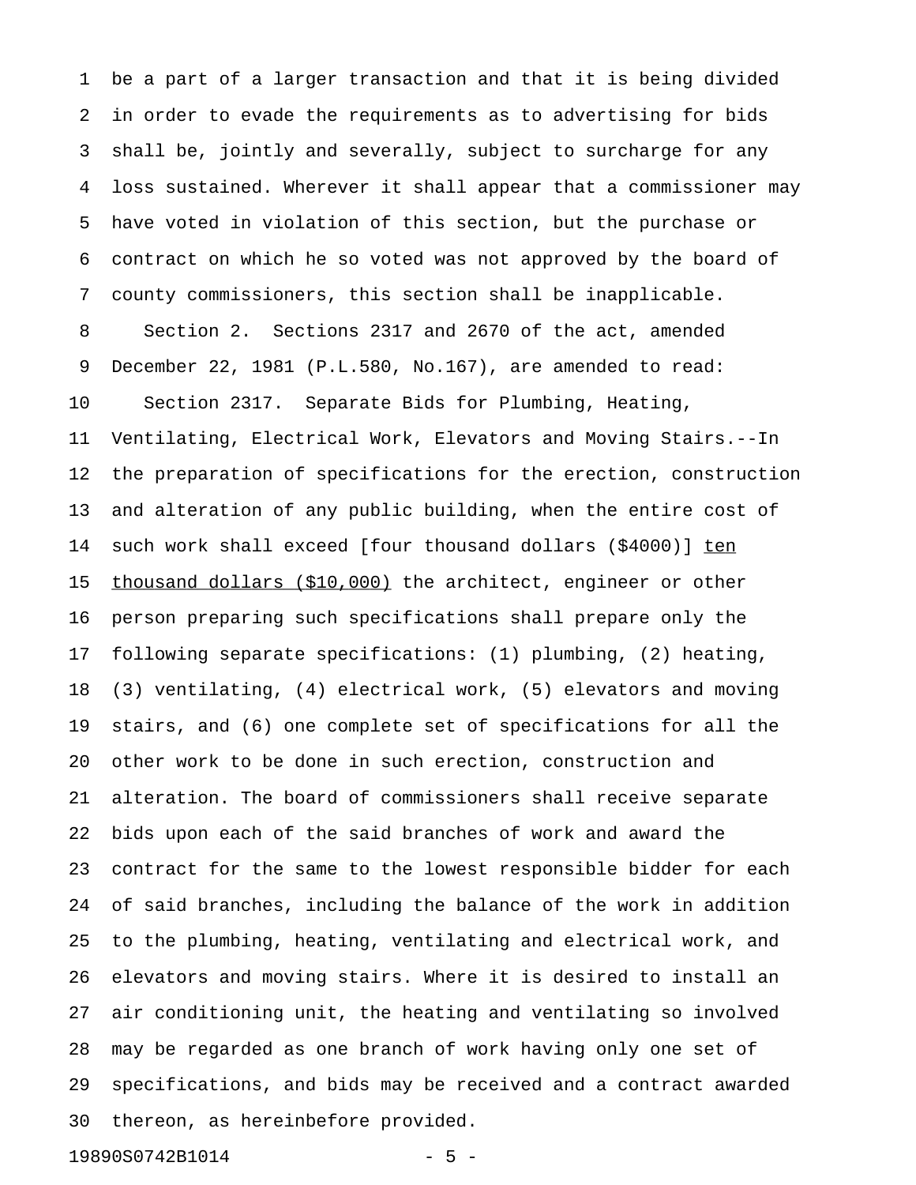be a part of a larger transaction and that it is being divided in order to evade the requirements as to advertising for bids shall be, jointly and severally, subject to surcharge for any loss sustained. Wherever it shall appear that a commissioner may have voted in violation of this section, but the purchase or contract on which he so voted was not approved by the board of county commissioners, this section shall be inapplicable.

Section 2. Sections 2317 and 2670 of the act, amended December 22, 1981 (P.L.580, No.167), are amended to read:

Section 2317. Separate Bids for Plumbing, Heating, Ventilating, Electrical Work, Elevators and Moving Stairs.--In the preparation of specifications for the erection, construction and alteration of any public building, when the entire cost of such work shall exceed [four thousand dollars ($4000)] <u>ten thousand dollars ($10,000)</u> the architect, engineer or other person preparing such specifications shall prepare only the following separate specifications: (1) plumbing, (2) heating, (3) ventilating, (4) electrical work, (5) elevators and moving stairs, and (6) one complete set of specifications for all the other work to be done in such erection, construction and alteration. The board of commissioners shall receive separate bids upon each of the said branches of work and award the contract for the same to the lowest responsible bidder for each of said branches, including the balance of the work in addition to the plumbing, heating, ventilating and electrical work, and elevators and moving stairs. Where it is desired to install an air conditioning unit, the heating and ventilating so involved may be regarded as one branch of work having only one set of specifications, and bids may be received and a contract awarded thereon, as hereinbefore provided.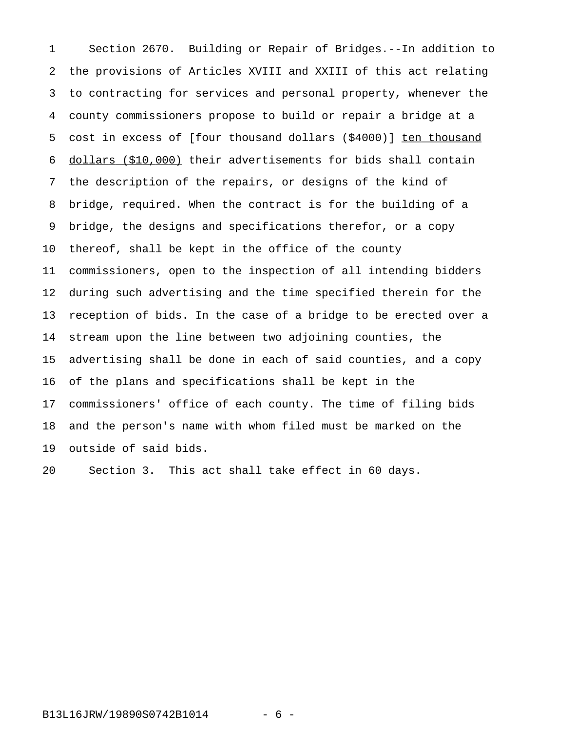Section 2670. Building or Repair of Bridges.--In addition to the provisions of Articles XVIII and XXIII of this act relating to contracting for services and personal property, whenever the county commissioners propose to build or repair a bridge at a cost in excess of [four thousand dollars ($4000)] <u>ten thousand dollars ($10,000)</u> their advertisements for bids shall contain the description of the repairs, or designs of the kind of bridge, required. When the contract is for the building of a bridge, the designs and specifications therefor, or a copy thereof, shall be kept in the office of the county commissioners, open to the inspection of all intending bidders during such advertising and the time specified therein for the reception of bids. In the case of a bridge to be erected over a stream upon the line between two adjoining counties, the advertising shall be done in each of said counties, and a copy of the plans and specifications shall be kept in the commissioners' office of each county. The time of filing bids and the person's name with whom filed must be marked on the outside of said bids.

Section 3. This act shall take effect in 60 days.